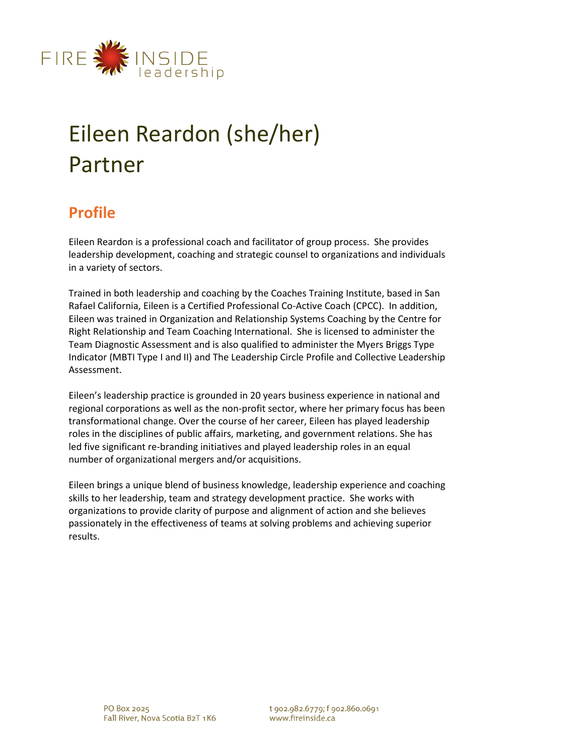FIRE INSIDE leadership

# Eileen Reardon (she/her)
# Partner

## Profile

Eileen Reardon is a professional coach and facilitator of group process. She provides leadership development, coaching and strategic counsel to organizations and individuals in a variety of sectors.

Trained in both leadership and coaching by the Coaches Training Institute, based in San Rafael California, Eileen is a Certified Professional Co-Active Coach (CPCC). In addition, Eileen was trained in Organization and Relationship Systems Coaching by the Centre for Right Relationship and Team Coaching International. She is licensed to administer the Team Diagnostic Assessment and is also qualified to administer the Myers Briggs Type Indicator (MBTI Type I and II) and The Leadership Circle Profile and Collective Leadership Assessment.

Eileen's leadership practice is grounded in 20 years business experience in national and regional corporations as well as the non-profit sector, where her primary focus has been transformational change. Over the course of her career, Eileen has played leadership roles in the disciplines of public affairs, marketing, and government relations. She has led five significant re-branding initiatives and played leadership roles in an equal number of organizational mergers and/or acquisitions.

Eileen brings a unique blend of business knowledge, leadership experience and coaching skills to her leadership, team and strategy development practice. She works with organizations to provide clarity of purpose and alignment of action and she believes passionately in the effectiveness of teams at solving problems and achieving superior results.

PO Box 2025
Fall River, Nova Scotia B2T 1K6

t 902.982.6779; f 902.860.0691
www.fireinside.ca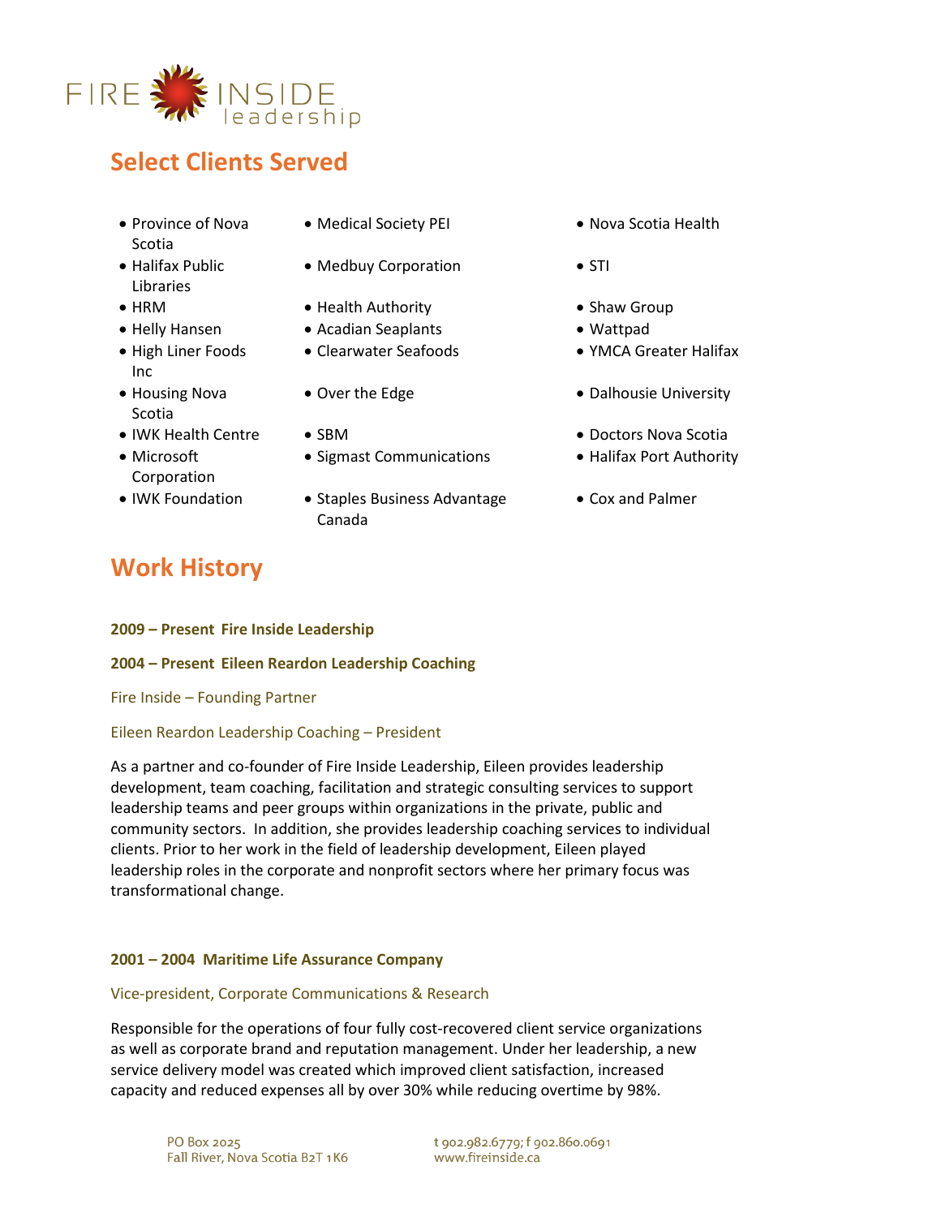## Select Clients Served

- Province of Nova Scotia
- Halifax Public Libraries
- HRM
- Helly Hansen
- High Liner Foods Inc
- Housing Nova Scotia
- IWK Health Centre
- Microsoft Corporation
- IWK Foundation
- Medical Society PEI
- Medbuy Corporation
- Health Authority
- Acadian Seaplants
- Clearwater Seafoods
- Over the Edge
- SBM
- Sigmast Communications
- Staples Business Advantage Canada
- Nova Scotia Health
- STI
- Shaw Group
- Wattpad
- YMCA Greater Halifax
- Dalhousie University
- Doctors Nova Scotia
- Halifax Port Authority
- Cox and Palmer

## Work History

**2009 – Present Fire Inside Leadership**

**2004 – Present Eileen Reardon Leadership Coaching**

Fire Inside – Founding Partner

Eileen Reardon Leadership Coaching – President

As a partner and co-founder of Fire Inside Leadership, Eileen provides leadership development, team coaching, facilitation and strategic consulting services to support leadership teams and peer groups within organizations in the private, public and community sectors. In addition, she provides leadership coaching services to individual clients. Prior to her work in the field of leadership development, Eileen played leadership roles in the corporate and nonprofit sectors where her primary focus was transformational change.

**2001 – 2004 Maritime Life Assurance Company**

Vice-president, Corporate Communications & Research

Responsible for the operations of four fully cost-recovered client service organizations as well as corporate brand and reputation management. Under her leadership, a new service delivery model was created which improved client satisfaction, increased capacity and reduced expenses all by over 30% while reducing overtime by 98%.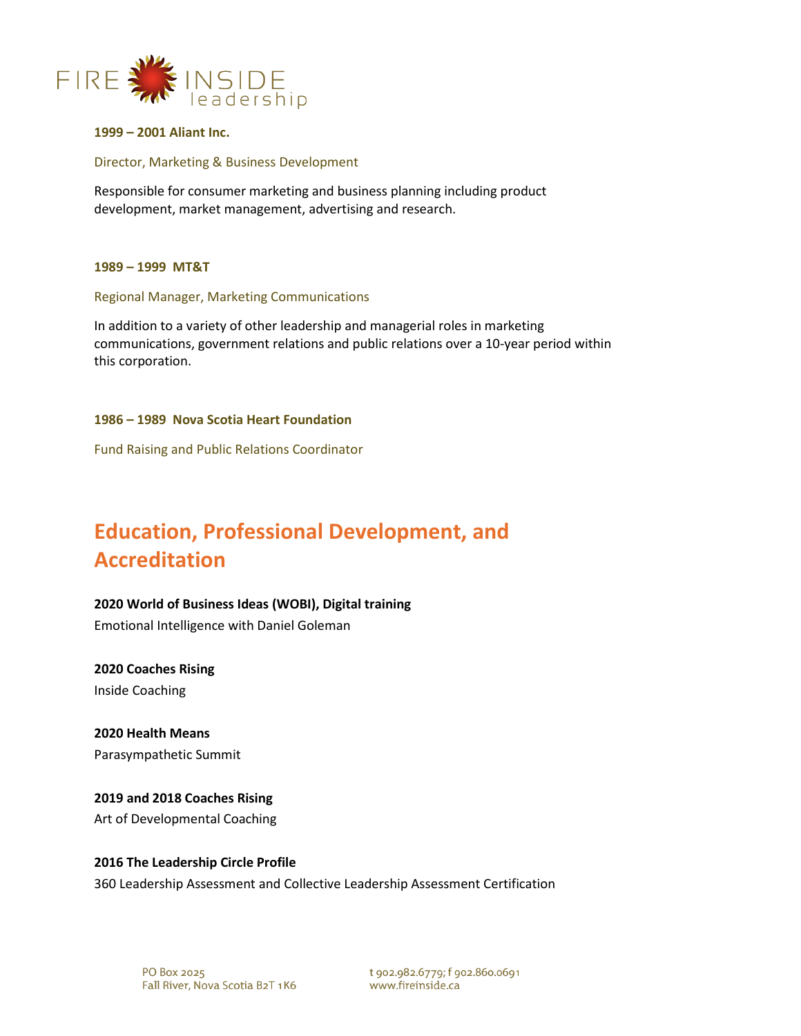**1999 – 2001 Aliant Inc.**

Director, Marketing & Business Development

Responsible for consumer marketing and business planning including product development, market management, advertising and research.

**1989 – 1999 MT&T**

Regional Manager, Marketing Communications

In addition to a variety of other leadership and managerial roles in marketing communications, government relations and public relations over a 10-year period within this corporation.

**1986 – 1989 Nova Scotia Heart Foundation**

Fund Raising and Public Relations Coordinator

## Education, Professional Development, and Accreditation

**2020 World of Business Ideas (WOBI), Digital training**
Emotional Intelligence with Daniel Goleman

**2020 Coaches Rising**
Inside Coaching

**2020 Health Means**
Parasympathetic Summit

**2019 and 2018 Coaches Rising**
Art of Developmental Coaching

**2016 The Leadership Circle Profile**
360 Leadership Assessment and Collective Leadership Assessment Certification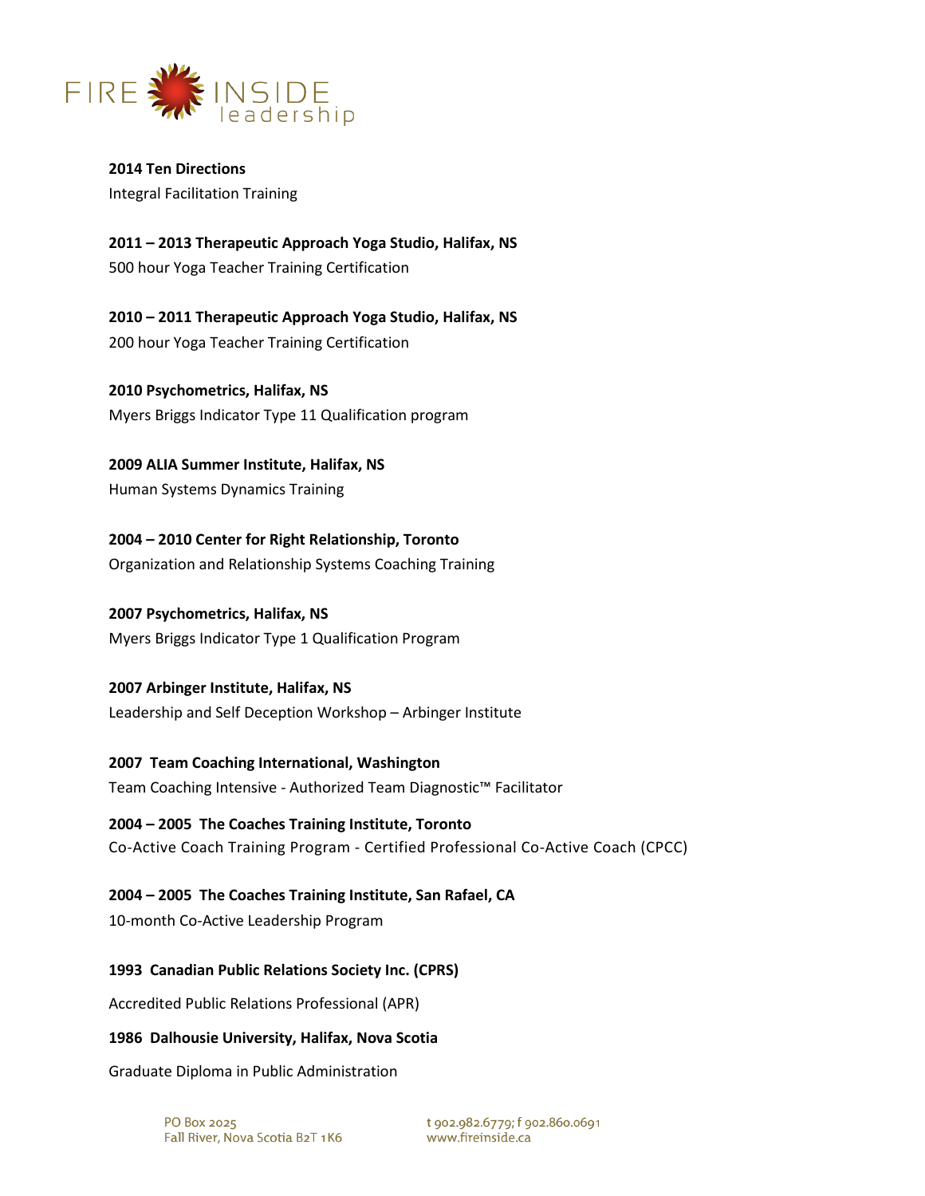**2014 Ten Directions**
Integral Facilitation Training

**2011 – 2013 Therapeutic Approach Yoga Studio, Halifax, NS**
500 hour Yoga Teacher Training Certification

**2010 – 2011 Therapeutic Approach Yoga Studio, Halifax, NS**
200 hour Yoga Teacher Training Certification

**2010 Psychometrics, Halifax, NS**
Myers Briggs Indicator Type 11 Qualification program

**2009 ALIA Summer Institute, Halifax, NS**
Human Systems Dynamics Training

**2004 – 2010 Center for Right Relationship, Toronto**
Organization and Relationship Systems Coaching Training

**2007 Psychometrics, Halifax, NS**
Myers Briggs Indicator Type 1 Qualification Program

**2007 Arbinger Institute, Halifax, NS**
Leadership and Self Deception Workshop – Arbinger Institute

**2007 Team Coaching International, Washington**
Team Coaching Intensive - Authorized Team Diagnostic™ Facilitator

**2004 – 2005 The Coaches Training Institute, Toronto**
Co-Active Coach Training Program - Certified Professional Co-Active Coach (CPCC)

**2004 – 2005 The Coaches Training Institute, San Rafael, CA**
10-month Co-Active Leadership Program

**1993 Canadian Public Relations Society Inc. (CPRS)**

Accredited Public Relations Professional (APR)

**1986 Dalhousie University, Halifax, Nova Scotia**

Graduate Diploma in Public Administration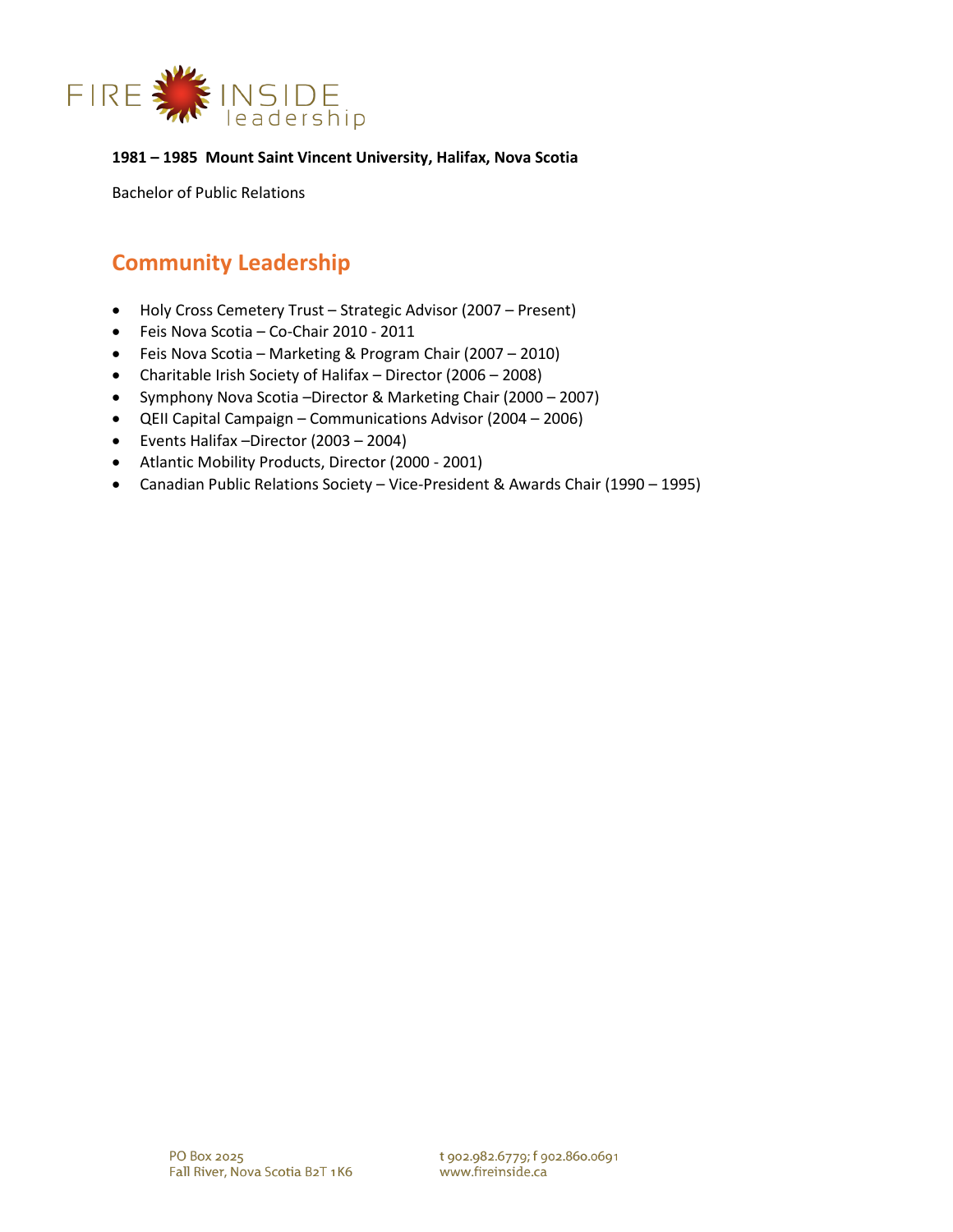**1981 – 1985 Mount Saint Vincent University, Halifax, Nova Scotia**

Bachelor of Public Relations

## Community Leadership

- Holy Cross Cemetery Trust – Strategic Advisor (2007 – Present)
- Feis Nova Scotia – Co-Chair 2010 - 2011
- Feis Nova Scotia – Marketing & Program Chair (2007 – 2010)
- Charitable Irish Society of Halifax – Director (2006 – 2008)
- Symphony Nova Scotia –Director & Marketing Chair (2000 – 2007)
- QEII Capital Campaign – Communications Advisor (2004 – 2006)
- Events Halifax –Director (2003 – 2004)
- Atlantic Mobility Products, Director (2000 - 2001)
- Canadian Public Relations Society – Vice-President & Awards Chair (1990 – 1995)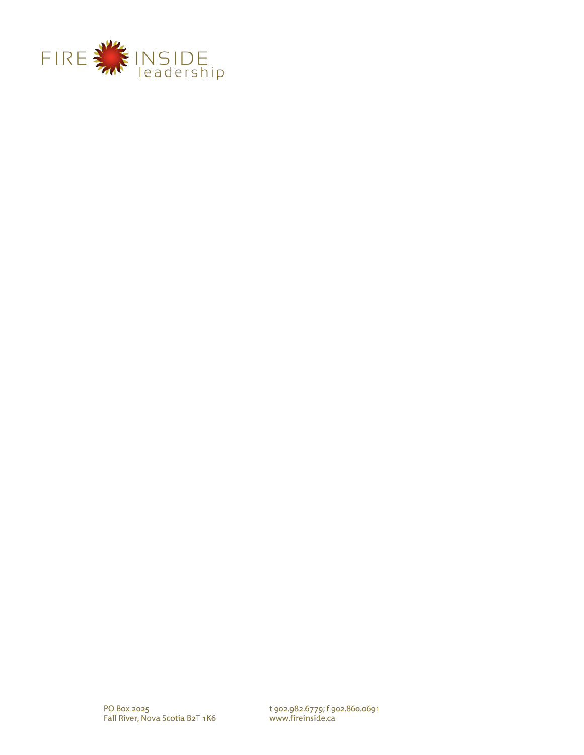FIRE INSIDE leadership

PO Box 2025
Fall River, Nova Scotia B2T 1K6

t 902.982.6779; f 902.860.0691
www.fireinside.ca